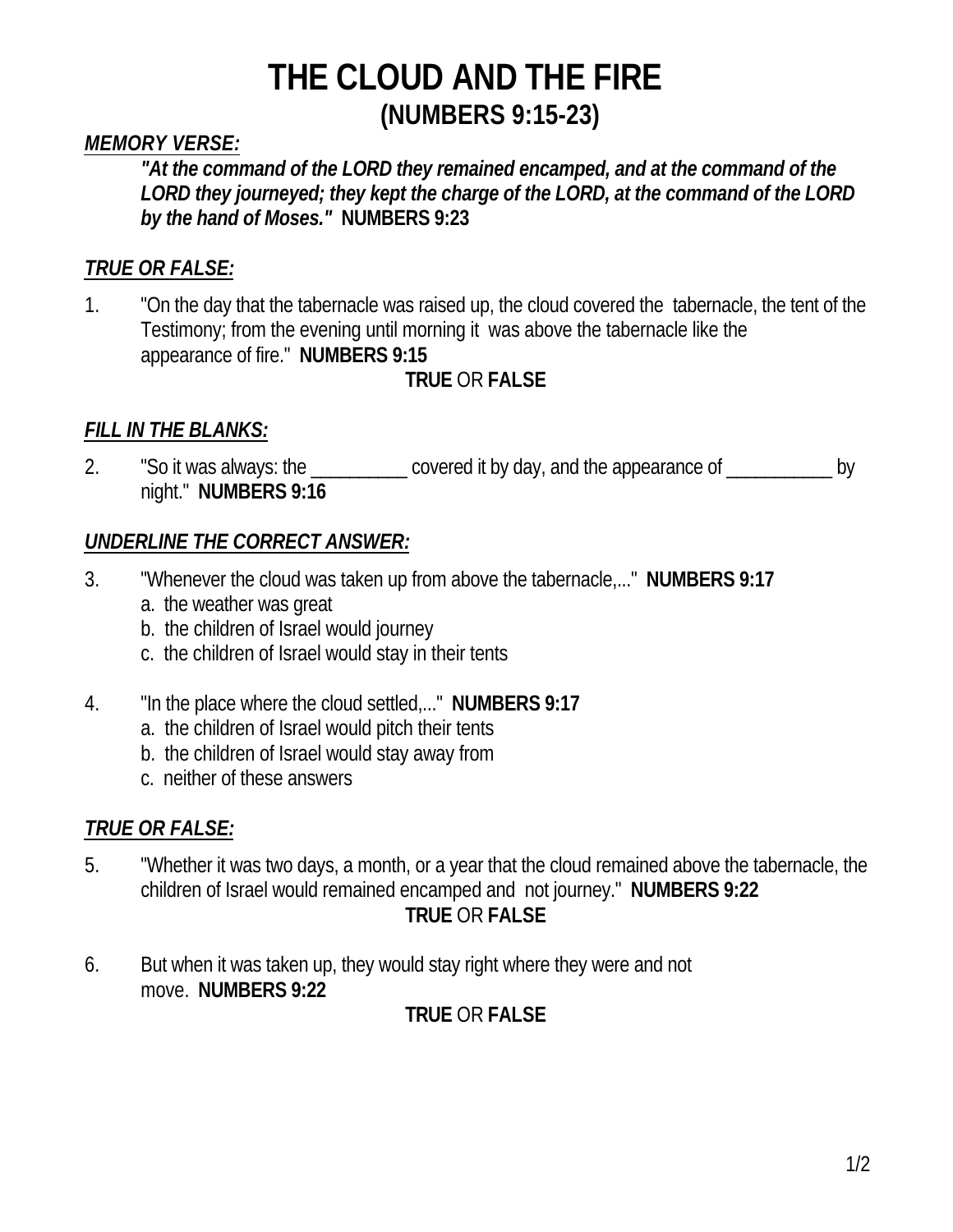# THE CLOUD AND THE FIRE
## (NUMBERS 9:15-23)

***MEMORY VERSE:***

> ***"At the command of the LORD they remained encamped, and at the command of the LORD they journeyed; they kept the charge of the LORD, at the command of the LORD by the hand of Moses."*** **NUMBERS 9:23**

***TRUE OR FALSE:***

1. "On the day that the tabernacle was raised up, the cloud covered the tabernacle, the tent of the Testimony; from the evening until morning it was above the tabernacle like the appearance of fire." **NUMBERS 9:15**

   **TRUE** OR **FALSE**

***FILL IN THE BLANKS:***

2. "So it was always: the __________ covered it by day, and the appearance of ___________ by night." **NUMBERS 9:16**

***UNDERLINE THE CORRECT ANSWER:***

3. "Whenever the cloud was taken up from above the tabernacle,..." **NUMBERS 9:17**
   a. the weather was great
   b. the children of Israel would journey
   c. the children of Israel would stay in their tents

4. "In the place where the cloud settled,..." **NUMBERS 9:17**
   a. the children of Israel would pitch their tents
   b. the children of Israel would stay away from
   c. neither of these answers

***TRUE OR FALSE:***

5. "Whether it was two days, a month, or a year that the cloud remained above the tabernacle, the children of Israel would remained encamped and not journey." **NUMBERS 9:22**

   **TRUE** OR **FALSE**

6. But when it was taken up, they would stay right where they were and not move. **NUMBERS 9:22**

   **TRUE** OR **FALSE**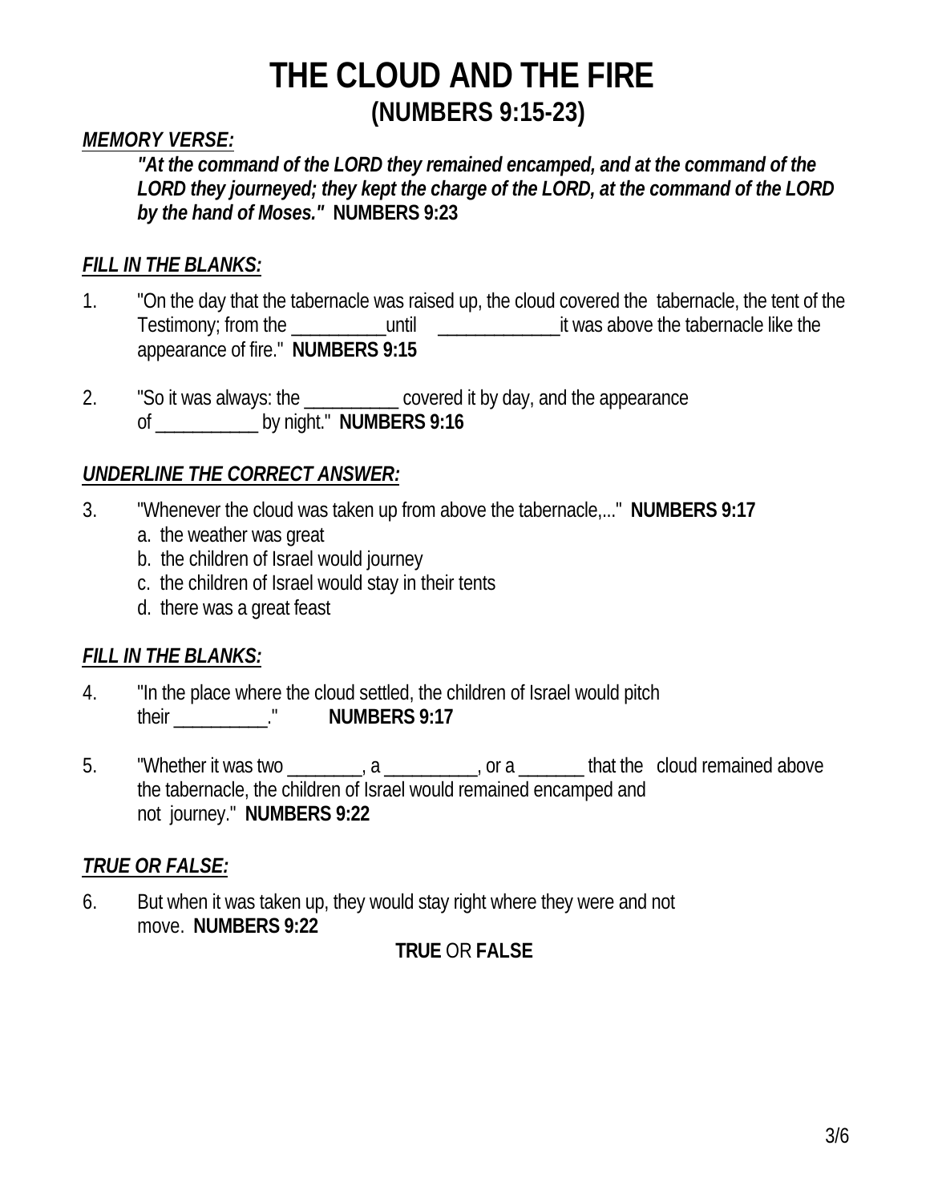# THE CLOUD AND THE FIRE

## (NUMBERS 9:15-23)

***MEMORY VERSE:***

> ***"At the command of the LORD they remained encamped, and at the command of the LORD they journeyed; they kept the charge of the LORD, at the command of the LORD by the hand of Moses."*** **NUMBERS 9:23**

***FILL IN THE BLANKS:***

1. "On the day that the tabernacle was raised up, the cloud covered the tabernacle, the tent of the Testimony; from the __________until _____________it was above the tabernacle like the appearance of fire." **NUMBERS 9:15**

2. "So it was always: the __________ covered it by day, and the appearance of ___________ by night." **NUMBERS 9:16**

***UNDERLINE THE CORRECT ANSWER:***

3. "Whenever the cloud was taken up from above the tabernacle,..." **NUMBERS 9:17**
   a. the weather was great
   b. the children of Israel would journey
   c. the children of Israel would stay in their tents
   d. there was a great feast

***FILL IN THE BLANKS:***

4. "In the place where the cloud settled, the children of Israel would pitch their __________." **NUMBERS 9:17**

5. "Whether it was two ________, a __________, or a _______ that the cloud remained above the tabernacle, the children of Israel would remained encamped and not journey." **NUMBERS 9:22**

***TRUE OR FALSE:***

6. But when it was taken up, they would stay right where they were and not move. **NUMBERS 9:22**

   **TRUE** OR **FALSE**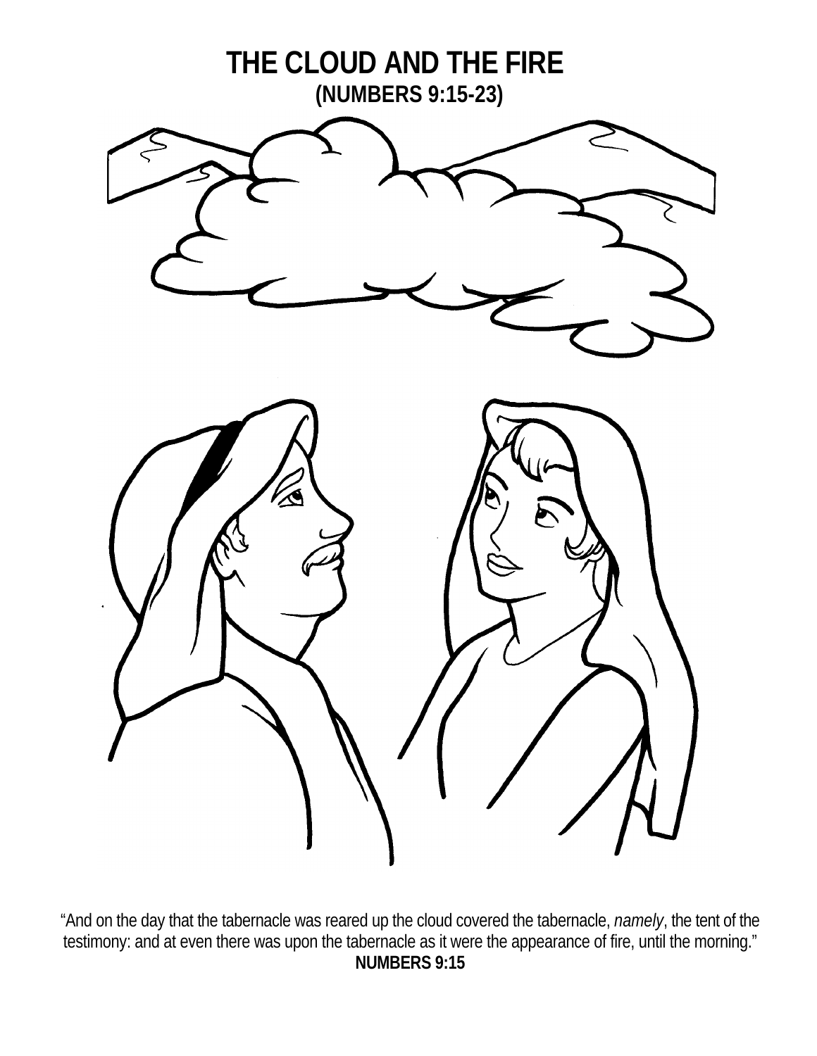# THE CLOUD AND THE FIRE

## (NUMBERS 9:15-23)

"And on the day that the tabernacle was reared up the cloud covered the tabernacle, *namely*, the tent of the testimony: and at even there was upon the tabernacle as it were the appearance of fire, until the morning."

**NUMBERS 9:15**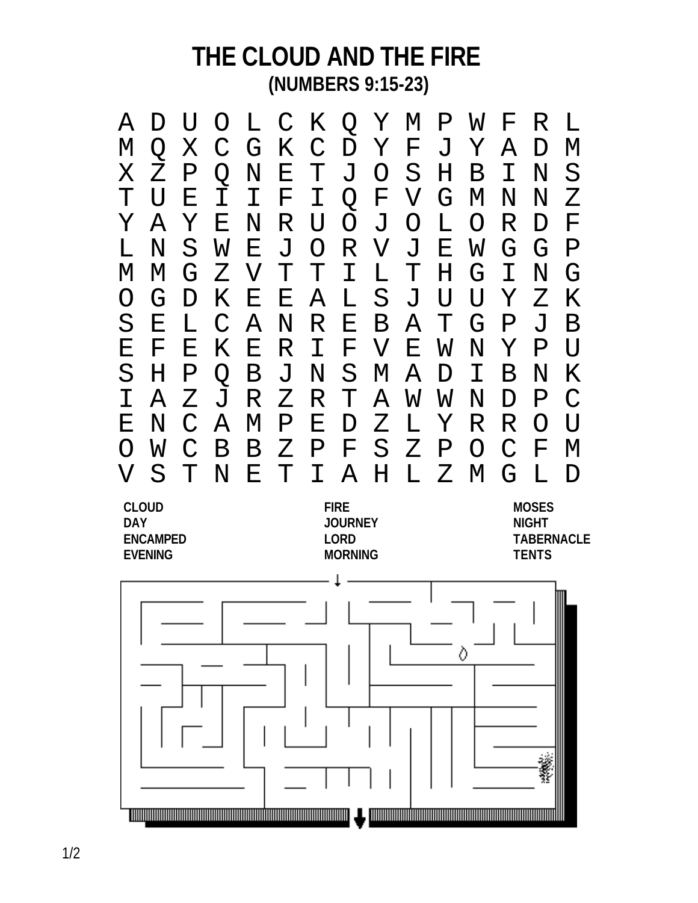# THE CLOUD AND THE FIRE

**(NUMBERS 9:15-23)**

```
A D U O L C K Q Y M P W F R L
M Q X C G K C D Y F J Y A D M
X Z P Q N E T J O S H B I N S
T U E I I F I Q F V G M N N Z
Y A Y E N R U O J O L O R D F
L N S W E J O R V J E W G G P
M M G Z V T T I L T H G I N G
O G D K E E A L S J U U Y Z K
S E L C A N R E B A T G P J B
E F E K E R I F V E W N Y P U
S H P Q B J N S M A D I B N K
I A Z J R Z R T A W W N D P C
E N C A M P E D Z L Y R R O U
O W C B B Z P F S Z P O C F M
V S T N E T I A H L Z M G L D
```

| | | |
|---|---|---|
| CLOUD | FIRE | MOSES |
| DAY | JOURNEY | NIGHT |
| ENCAMPED | LORD | TABERNACLE |
| EVENING | MORNING | TENTS |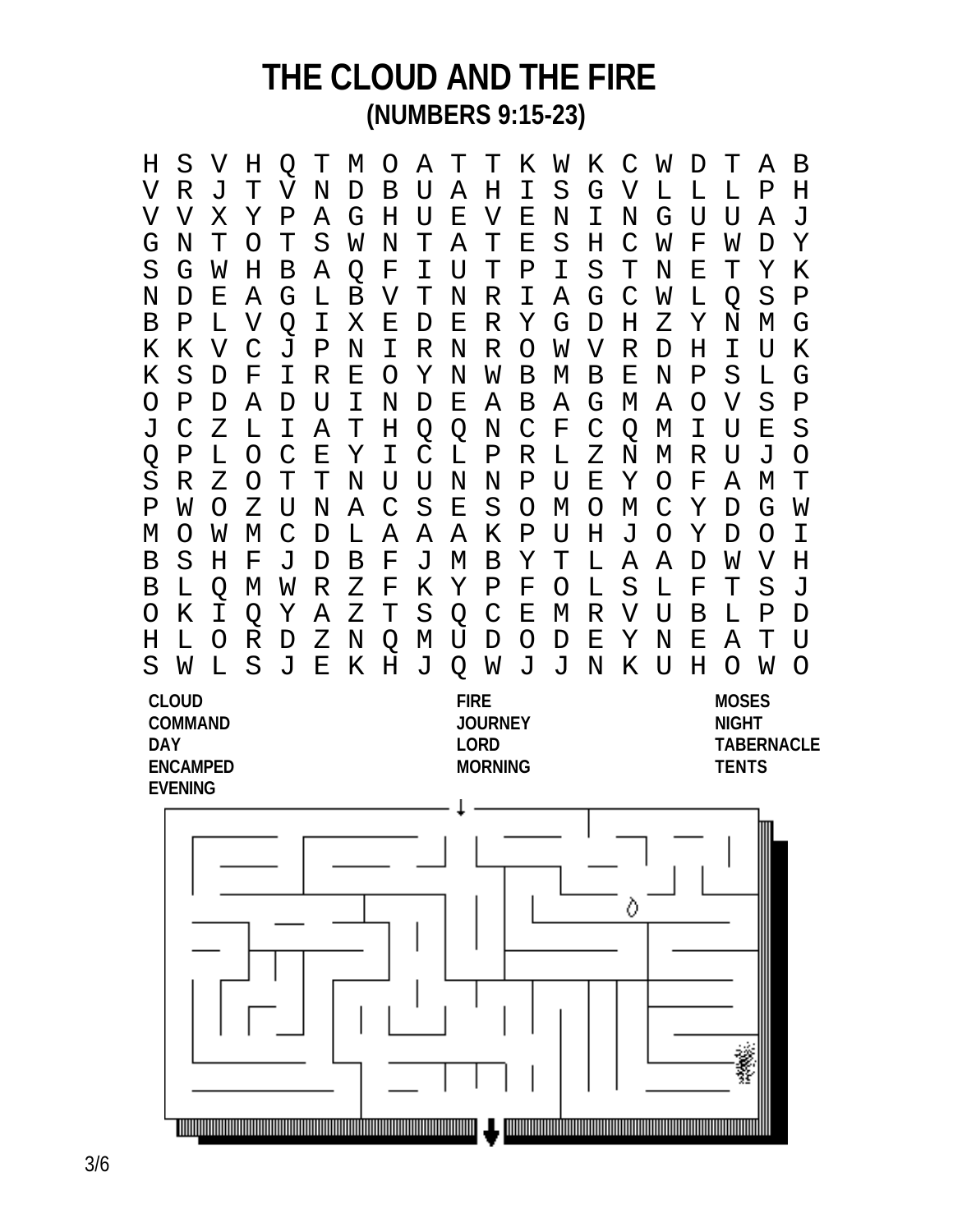# THE CLOUD AND THE FIRE

## (NUMBERS 9:15-23)

```
H S V H Q T M O A T T K W K C W D T A B
V R J T V N D B U A H I S G V L L L P H
V V X Y P A G H U E V E N I N G U U A J
G N T O T S W N T A T E S H C W F W D Y
S G W H B A Q F I U T P I S T N E T Y K
N D E A G L B V T N R I A G C W L Q S P
B P L V Q I X E D E R Y G D H Z Y N M G
K K V C J P N I R N R O W V R D H I U K
K S D F I R E O Y N W B M B E N P S L G
O P D A D U I N D E A B A G M A O V S P
J C Z L I A T H Q Q N C F C Q M I U E S
Q P L O C E Y I C L P R L Z N M R U J O
S R Z O T T N U U N N P U E Y O F A M T
P W O Z U N A C S E S O M O M C Y D G W
M O W M C D L A A A K P U H J O Y D O I
B S H F J D B F J M B Y T L A A D W V H
B L Q M W R Z F K Y P F O L S L F T S J
O K I Q Y A Z T S Q C E M R V U B L P D
H L O R D Z N Q M U D O D E Y N E A T U
S W L S J E K H J Q W J J N K U H O W O
```

**CLOUD**
**COMMAND**
**DAY**
**ENCAMPED**
**EVENING**
**FIRE**
**JOURNEY**
**LORD**
**MORNING**
**MOSES**
**NIGHT**
**TABERNACLE**
**TENTS**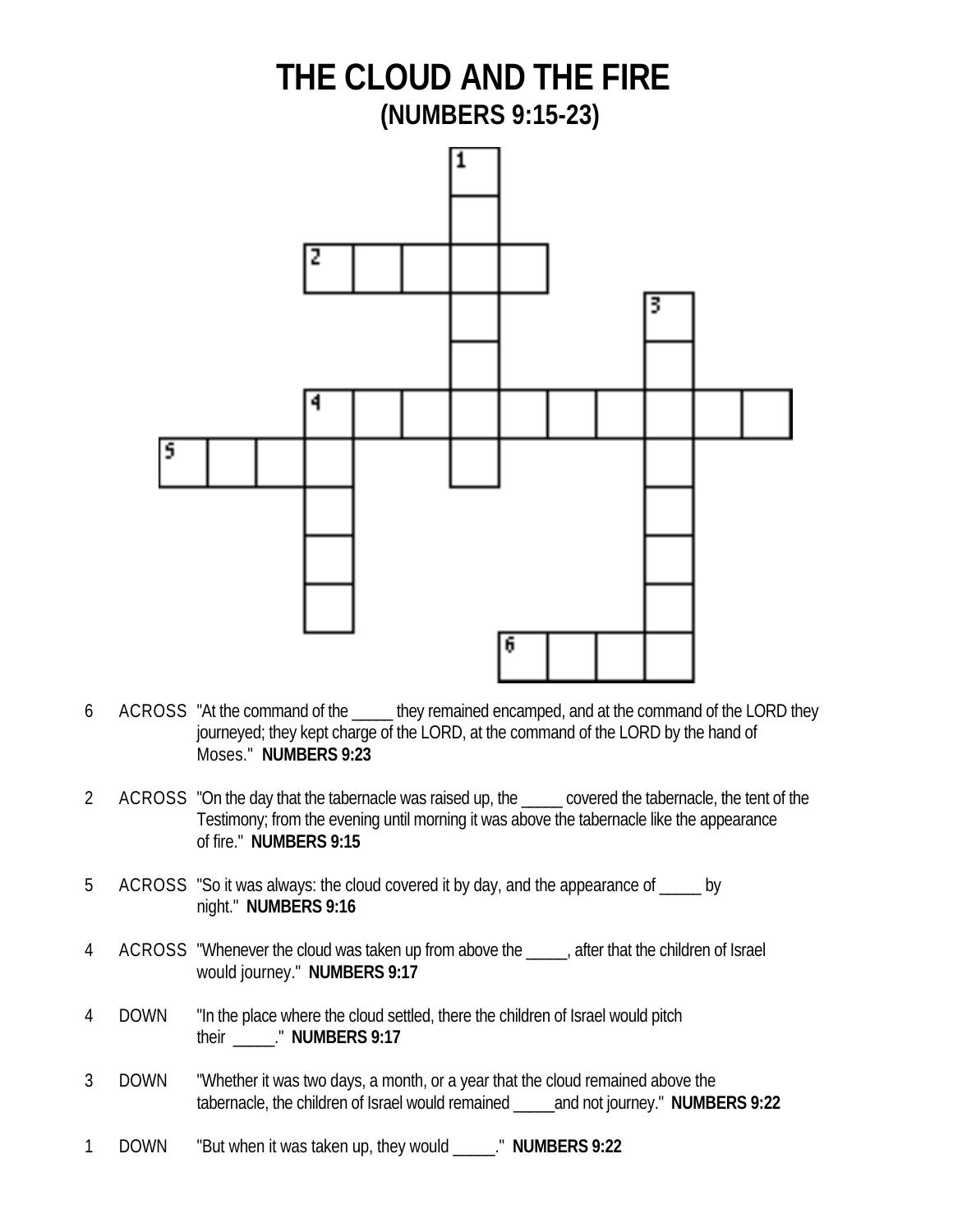# THE CLOUD AND THE FIRE

## (NUMBERS 9:15-23)

6 ACROSS "At the command of the _____ they remained encamped, and at the command of the LORD they journeyed; they kept charge of the LORD, at the command of the LORD by the hand of Moses." **NUMBERS 9:23**

2 ACROSS "On the day that the tabernacle was raised up, the _____ covered the tabernacle, the tent of the Testimony; from the evening until morning it was above the tabernacle like the appearance of fire." **NUMBERS 9:15**

5 ACROSS "So it was always: the cloud covered it by day, and the appearance of _____ by night." **NUMBERS 9:16**

4 ACROSS "Whenever the cloud was taken up from above the _____, after that the children of Israel would journey." **NUMBERS 9:17**

4 DOWN "In the place where the cloud settled, there the children of Israel would pitch their _____." **NUMBERS 9:17**

3 DOWN "Whether it was two days, a month, or a year that the cloud remained above the tabernacle, the children of Israel would remained _____and not journey." **NUMBERS 9:22**

1 DOWN "But when it was taken up, they would _____." **NUMBERS 9:22**